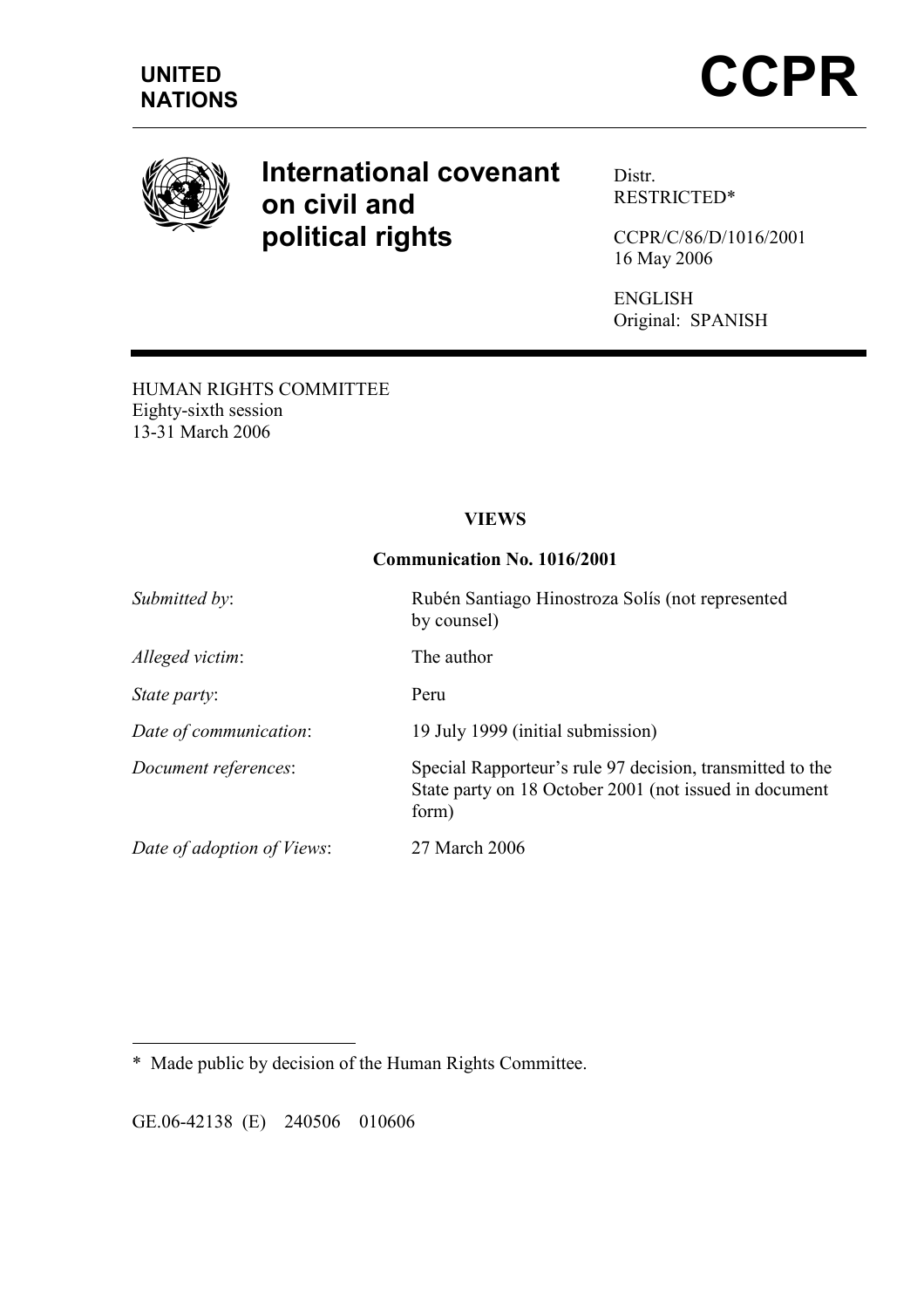UNITED NATIONS

# CCPR

## International covenant on civil and political rights

Distr.
RESTRICTED*

CCPR/C/86/D/1016/2001
16 May 2006

ENGLISH
Original: SPANISH

HUMAN RIGHTS COMMITTEE
Eighty-sixth session
13-31 March 2006

**VIEWS**

**Communication No. 1016/2001**

| | |
|---|---|
| *Submitted by*: | Rubén Santiago Hinostroza Solís (not represented by counsel) |
| *Alleged victim*: | The author |
| *State party*: | Peru |
| *Date of communication*: | 19 July 1999 (initial submission) |
| *Document references*: | Special Rapporteur's rule 97 decision, transmitted to the State party on 18 October 2001 (not issued in document form) |
| *Date of adoption of Views*: | 27 March 2006 |

---

\* Made public by decision of the Human Rights Committee.

GE.06-42138 (E) 240506 010606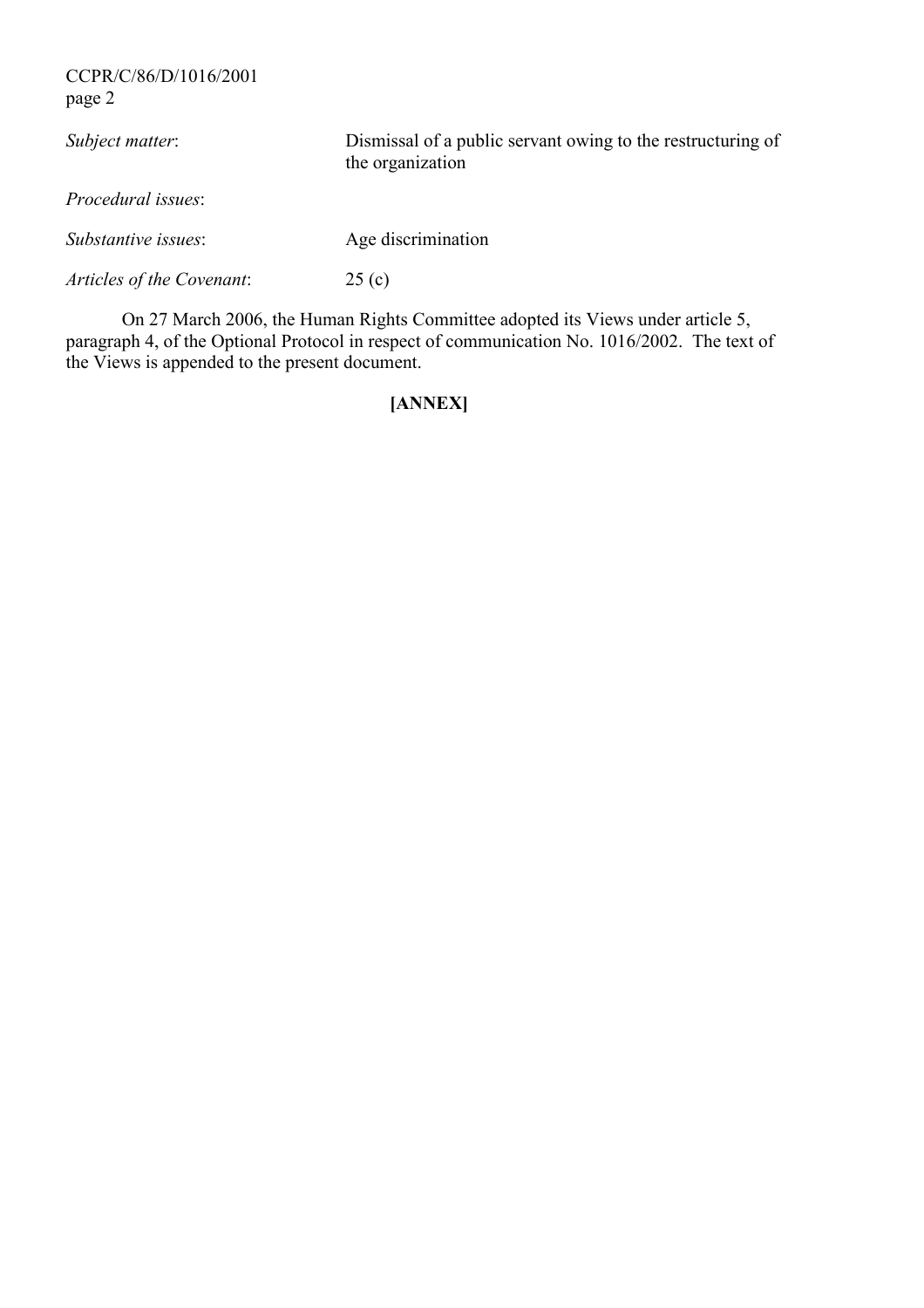*Subject matter*: Dismissal of a public servant owing to the restructuring of the organization

*Procedural issues*:

*Substantive issues*: Age discrimination

*Articles of the Covenant*: 25 (c)

On 27 March 2006, the Human Rights Committee adopted its Views under article 5, paragraph 4, of the Optional Protocol in respect of communication No. 1016/2002. The text of the Views is appended to the present document.

**[ANNEX]**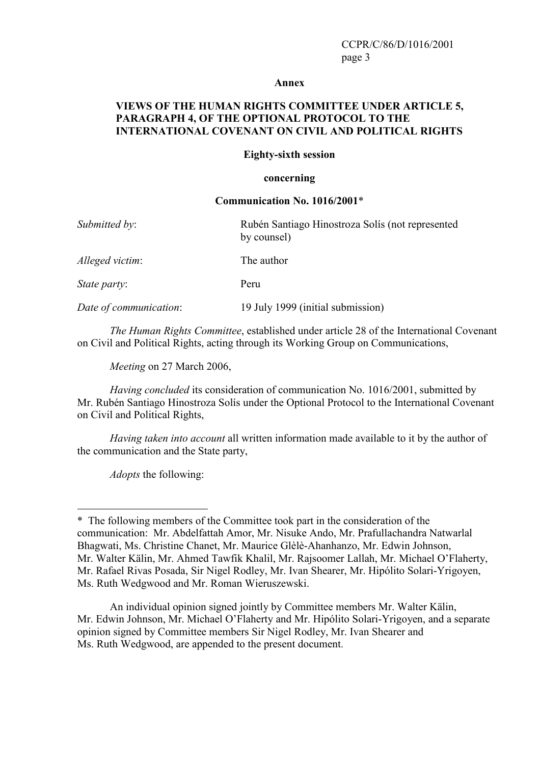**Annex**

**VIEWS OF THE HUMAN RIGHTS COMMITTEE UNDER ARTICLE 5, PARAGRAPH 4, OF THE OPTIONAL PROTOCOL TO THE INTERNATIONAL COVENANT ON CIVIL AND POLITICAL RIGHTS**

**Eighty-sixth session**

**concerning**

**Communication No. 1016/2001***

*Submitted by*: Rubén Santiago Hinostroza Solís (not represented by counsel)

*Alleged victim*: The author

*State party*: Peru

*Date of communication*: 19 July 1999 (initial submission)

*The Human Rights Committee*, established under article 28 of the International Covenant on Civil and Political Rights, acting through its Working Group on Communications,

*Meeting* on 27 March 2006,

*Having concluded* its consideration of communication No. 1016/2001, submitted by Mr. Rubén Santiago Hinostroza Solís under the Optional Protocol to the International Covenant on Civil and Political Rights,

*Having taken into account* all written information made available to it by the author of the communication and the State party,

*Adopts* the following:

---

* The following members of the Committee took part in the consideration of the communication: Mr. Abdelfattah Amor, Mr. Nisuke Ando, Mr. Prafullachandra Natwarlal Bhagwati, Ms. Christine Chanet, Mr. Maurice Glèlè-Ahanhanzo, Mr. Edwin Johnson, Mr. Walter Kälin, Mr. Ahmed Tawfik Khalil, Mr. Rajsoomer Lallah, Mr. Michael O'Flaherty, Mr. Rafael Rivas Posada, Sir Nigel Rodley, Mr. Ivan Shearer, Mr. Hipólito Solari-Yrigoyen, Ms. Ruth Wedgwood and Mr. Roman Wieruszewski.

An individual opinion signed jointly by Committee members Mr. Walter Kälin, Mr. Edwin Johnson, Mr. Michael O'Flaherty and Mr. Hipólito Solari-Yrigoyen, and a separate opinion signed by Committee members Sir Nigel Rodley, Mr. Ivan Shearer and Ms. Ruth Wedgwood, are appended to the present document.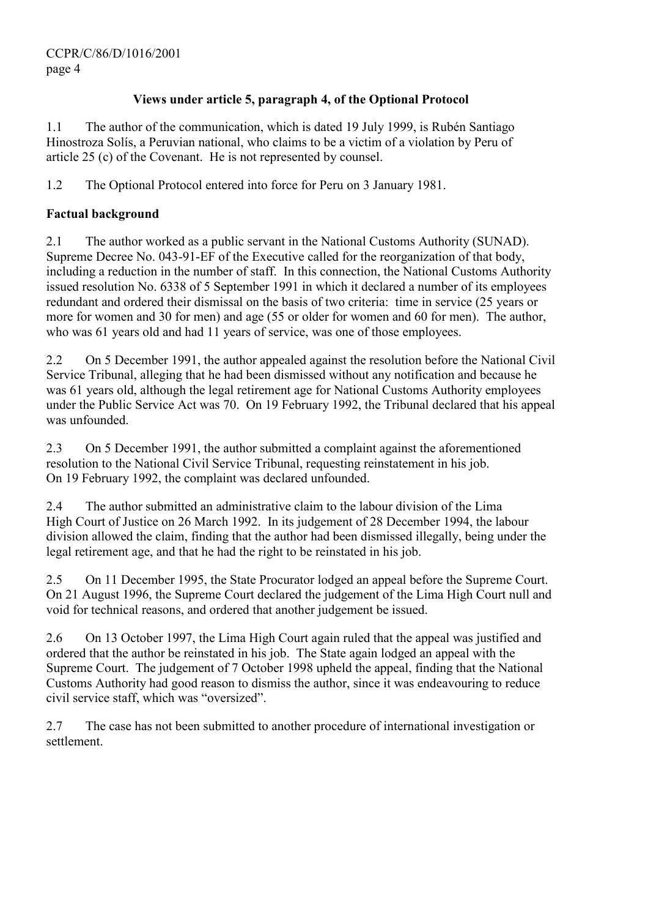**Views under article 5, paragraph 4, of the Optional Protocol**

1.1 The author of the communication, which is dated 19 July 1999, is Rubén Santiago Hinostroza Solís, a Peruvian national, who claims to be a victim of a violation by Peru of article 25 (c) of the Covenant. He is not represented by counsel.

1.2 The Optional Protocol entered into force for Peru on 3 January 1981.

**Factual background**

2.1 The author worked as a public servant in the National Customs Authority (SUNAD). Supreme Decree No. 043-91-EF of the Executive called for the reorganization of that body, including a reduction in the number of staff. In this connection, the National Customs Authority issued resolution No. 6338 of 5 September 1991 in which it declared a number of its employees redundant and ordered their dismissal on the basis of two criteria: time in service (25 years or more for women and 30 for men) and age (55 or older for women and 60 for men). The author, who was 61 years old and had 11 years of service, was one of those employees.

2.2 On 5 December 1991, the author appealed against the resolution before the National Civil Service Tribunal, alleging that he had been dismissed without any notification and because he was 61 years old, although the legal retirement age for National Customs Authority employees under the Public Service Act was 70. On 19 February 1992, the Tribunal declared that his appeal was unfounded.

2.3 On 5 December 1991, the author submitted a complaint against the aforementioned resolution to the National Civil Service Tribunal, requesting reinstatement in his job. On 19 February 1992, the complaint was declared unfounded.

2.4 The author submitted an administrative claim to the labour division of the Lima High Court of Justice on 26 March 1992. In its judgement of 28 December 1994, the labour division allowed the claim, finding that the author had been dismissed illegally, being under the legal retirement age, and that he had the right to be reinstated in his job.

2.5 On 11 December 1995, the State Procurator lodged an appeal before the Supreme Court. On 21 August 1996, the Supreme Court declared the judgement of the Lima High Court null and void for technical reasons, and ordered that another judgement be issued.

2.6 On 13 October 1997, the Lima High Court again ruled that the appeal was justified and ordered that the author be reinstated in his job. The State again lodged an appeal with the Supreme Court. The judgement of 7 October 1998 upheld the appeal, finding that the National Customs Authority had good reason to dismiss the author, since it was endeavouring to reduce civil service staff, which was "oversized".

2.7 The case has not been submitted to another procedure of international investigation or settlement.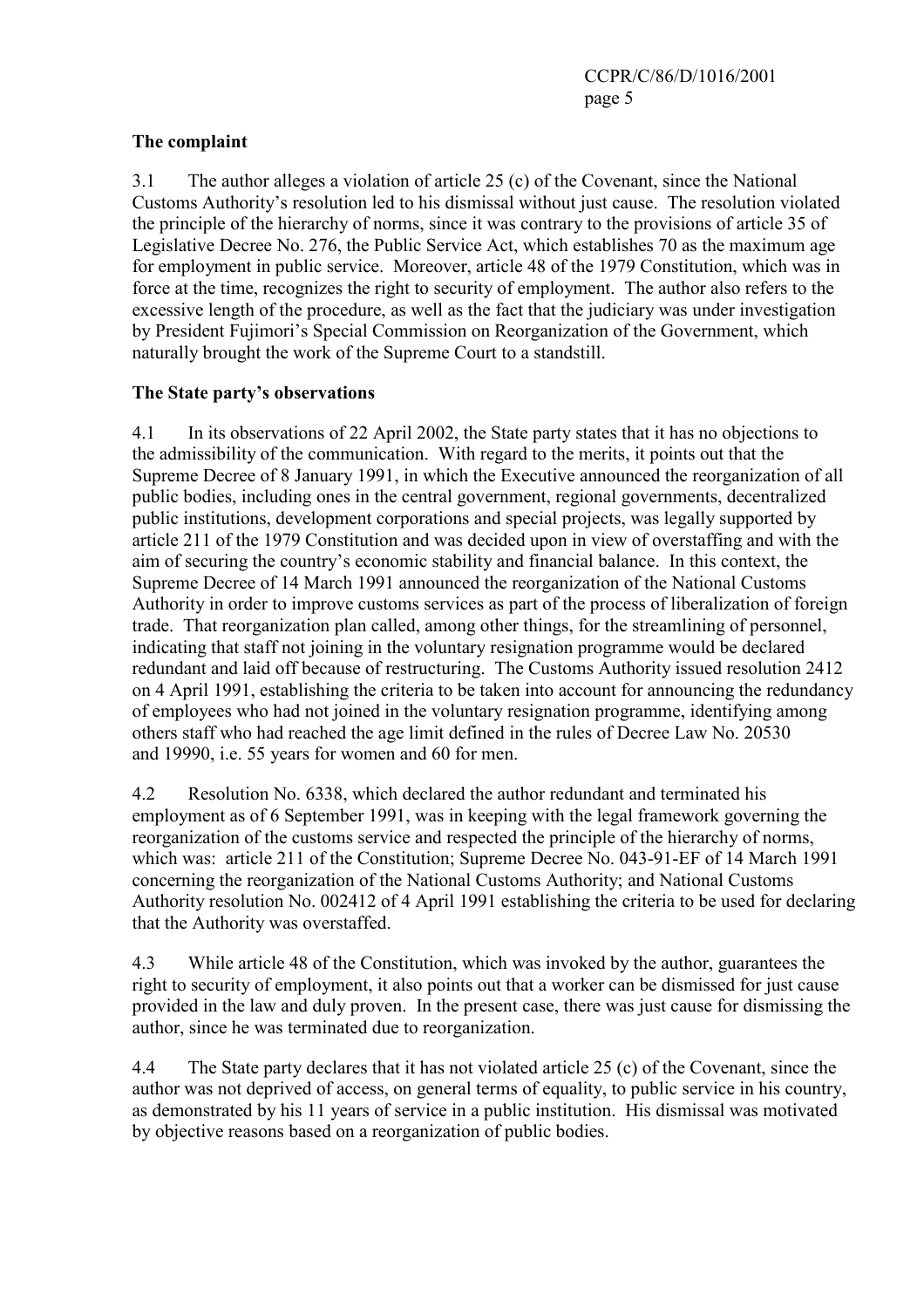### The complaint

3.1 The author alleges a violation of article 25 (c) of the Covenant, since the National Customs Authority's resolution led to his dismissal without just cause. The resolution violated the principle of the hierarchy of norms, since it was contrary to the provisions of article 35 of Legislative Decree No. 276, the Public Service Act, which establishes 70 as the maximum age for employment in public service. Moreover, article 48 of the 1979 Constitution, which was in force at the time, recognizes the right to security of employment. The author also refers to the excessive length of the procedure, as well as the fact that the judiciary was under investigation by President Fujimori's Special Commission on Reorganization of the Government, which naturally brought the work of the Supreme Court to a standstill.

### The State party's observations

4.1 In its observations of 22 April 2002, the State party states that it has no objections to the admissibility of the communication. With regard to the merits, it points out that the Supreme Decree of 8 January 1991, in which the Executive announced the reorganization of all public bodies, including ones in the central government, regional governments, decentralized public institutions, development corporations and special projects, was legally supported by article 211 of the 1979 Constitution and was decided upon in view of overstaffing and with the aim of securing the country's economic stability and financial balance. In this context, the Supreme Decree of 14 March 1991 announced the reorganization of the National Customs Authority in order to improve customs services as part of the process of liberalization of foreign trade. That reorganization plan called, among other things, for the streamlining of personnel, indicating that staff not joining in the voluntary resignation programme would be declared redundant and laid off because of restructuring. The Customs Authority issued resolution 2412 on 4 April 1991, establishing the criteria to be taken into account for announcing the redundancy of employees who had not joined in the voluntary resignation programme, identifying among others staff who had reached the age limit defined in the rules of Decree Law No. 20530 and 19990, i.e. 55 years for women and 60 for men.

4.2 Resolution No. 6338, which declared the author redundant and terminated his employment as of 6 September 1991, was in keeping with the legal framework governing the reorganization of the customs service and respected the principle of the hierarchy of norms, which was: article 211 of the Constitution; Supreme Decree No. 043-91-EF of 14 March 1991 concerning the reorganization of the National Customs Authority; and National Customs Authority resolution No. 002412 of 4 April 1991 establishing the criteria to be used for declaring that the Authority was overstaffed.

4.3 While article 48 of the Constitution, which was invoked by the author, guarantees the right to security of employment, it also points out that a worker can be dismissed for just cause provided in the law and duly proven. In the present case, there was just cause for dismissing the author, since he was terminated due to reorganization.

4.4 The State party declares that it has not violated article 25 (c) of the Covenant, since the author was not deprived of access, on general terms of equality, to public service in his country, as demonstrated by his 11 years of service in a public institution. His dismissal was motivated by objective reasons based on a reorganization of public bodies.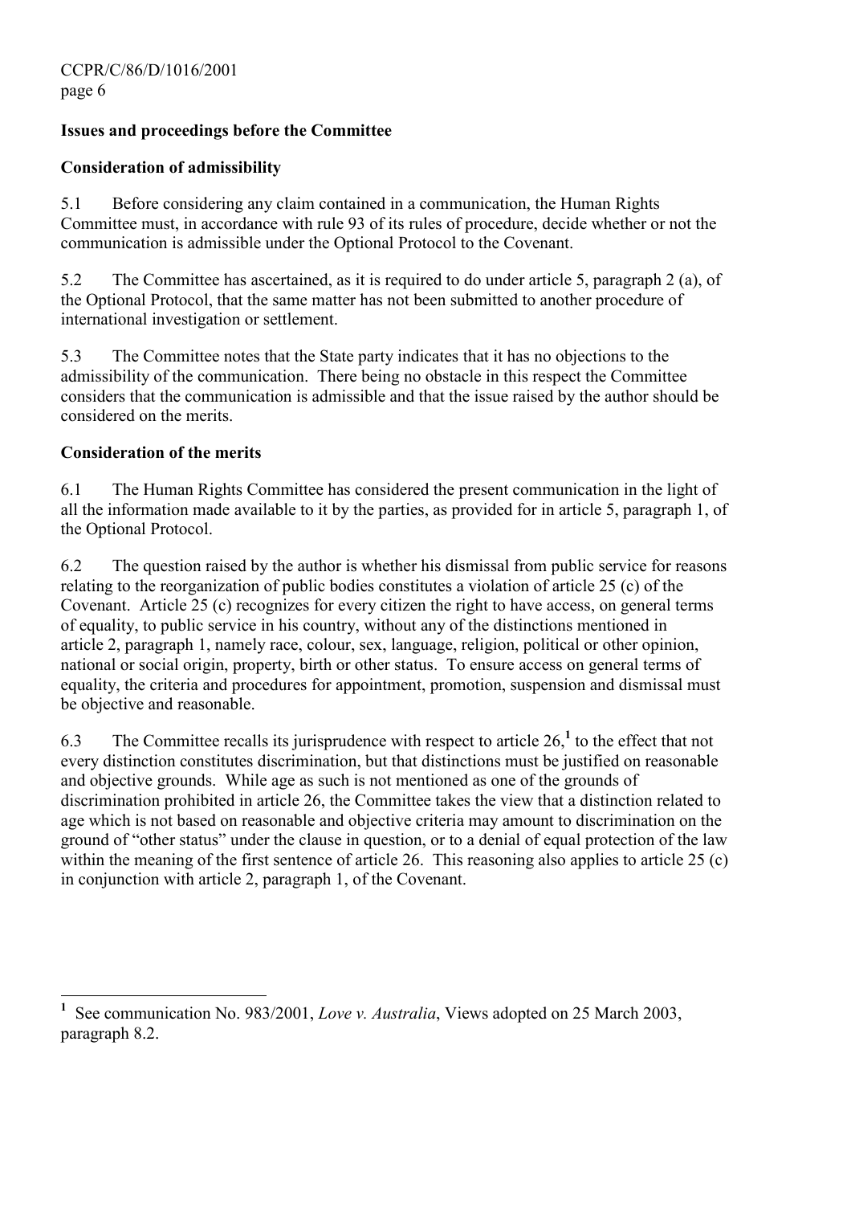**Issues and proceedings before the Committee**

**Consideration of admissibility**

5.1 Before considering any claim contained in a communication, the Human Rights Committee must, in accordance with rule 93 of its rules of procedure, decide whether or not the communication is admissible under the Optional Protocol to the Covenant.

5.2 The Committee has ascertained, as it is required to do under article 5, paragraph 2 (a), of the Optional Protocol, that the same matter has not been submitted to another procedure of international investigation or settlement.

5.3 The Committee notes that the State party indicates that it has no objections to the admissibility of the communication. There being no obstacle in this respect the Committee considers that the communication is admissible and that the issue raised by the author should be considered on the merits.

**Consideration of the merits**

6.1 The Human Rights Committee has considered the present communication in the light of all the information made available to it by the parties, as provided for in article 5, paragraph 1, of the Optional Protocol.

6.2 The question raised by the author is whether his dismissal from public service for reasons relating to the reorganization of public bodies constitutes a violation of article 25 (c) of the Covenant. Article 25 (c) recognizes for every citizen the right to have access, on general terms of equality, to public service in his country, without any of the distinctions mentioned in article 2, paragraph 1, namely race, colour, sex, language, religion, political or other opinion, national or social origin, property, birth or other status. To ensure access on general terms of equality, the criteria and procedures for appointment, promotion, suspension and dismissal must be objective and reasonable.

6.3 The Committee recalls its jurisprudence with respect to article 26,[1] to the effect that not every distinction constitutes discrimination, but that distinctions must be justified on reasonable and objective grounds. While age as such is not mentioned as one of the grounds of discrimination prohibited in article 26, the Committee takes the view that a distinction related to age which is not based on reasonable and objective criteria may amount to discrimination on the ground of "other status" under the clause in question, or to a denial of equal protection of the law within the meaning of the first sentence of article 26. This reasoning also applies to article 25 (c) in conjunction with article 2, paragraph 1, of the Covenant.

---

[1] See communication No. 983/2001, *Love v. Australia*, Views adopted on 25 March 2003, paragraph 8.2.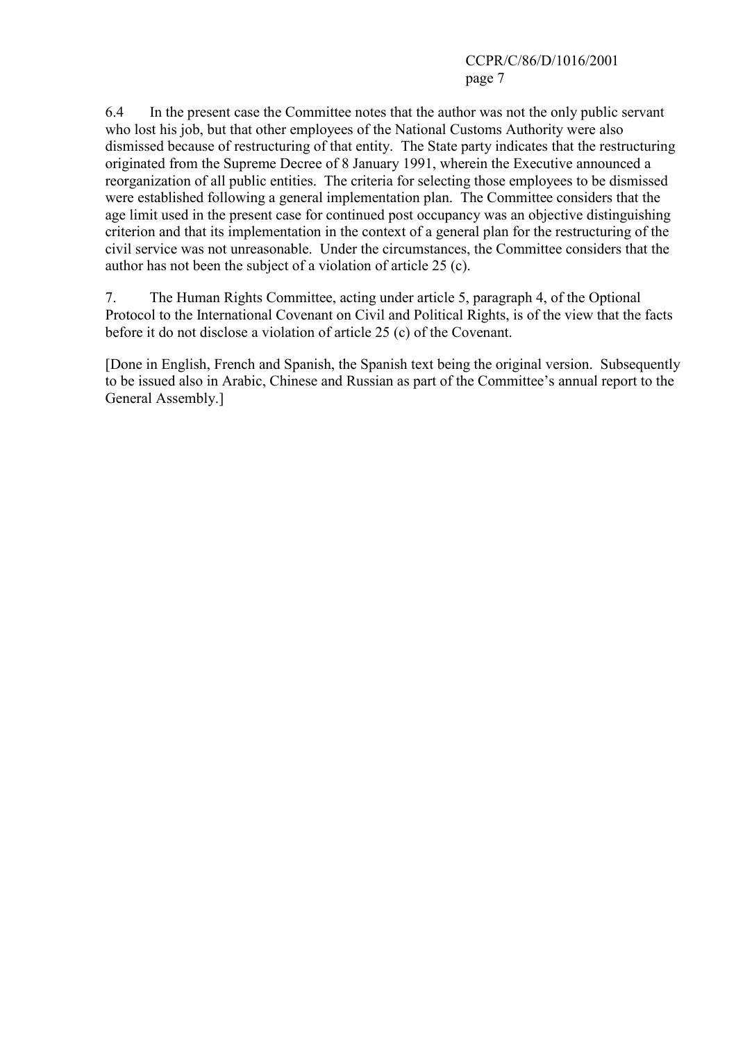6.4 In the present case the Committee notes that the author was not the only public servant who lost his job, but that other employees of the National Customs Authority were also dismissed because of restructuring of that entity. The State party indicates that the restructuring originated from the Supreme Decree of 8 January 1991, wherein the Executive announced a reorganization of all public entities. The criteria for selecting those employees to be dismissed were established following a general implementation plan. The Committee considers that the age limit used in the present case for continued post occupancy was an objective distinguishing criterion and that its implementation in the context of a general plan for the restructuring of the civil service was not unreasonable. Under the circumstances, the Committee considers that the author has not been the subject of a violation of article 25 (c).

7. The Human Rights Committee, acting under article 5, paragraph 4, of the Optional Protocol to the International Covenant on Civil and Political Rights, is of the view that the facts before it do not disclose a violation of article 25 (c) of the Covenant.

[Done in English, French and Spanish, the Spanish text being the original version. Subsequently to be issued also in Arabic, Chinese and Russian as part of the Committee's annual report to the General Assembly.]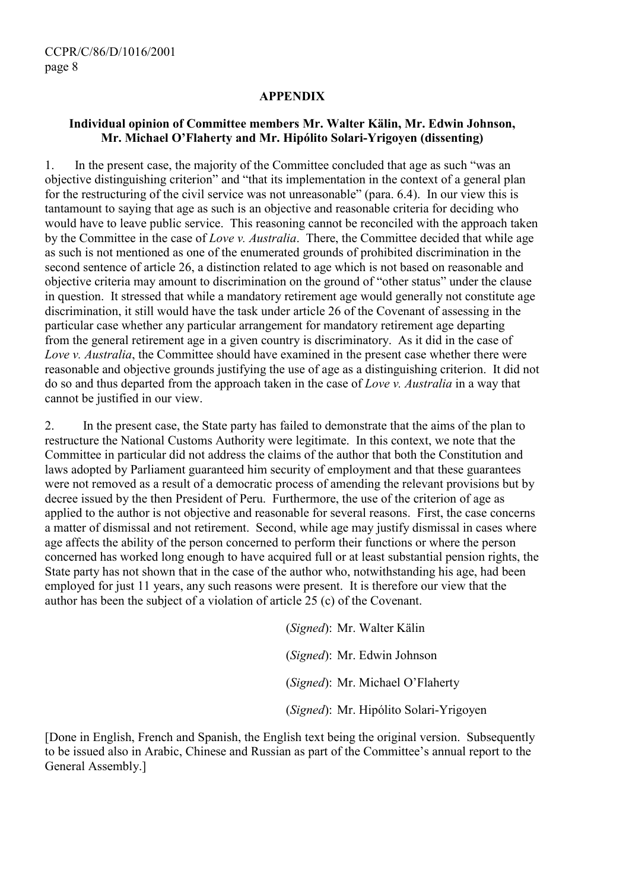## APPENDIX

### Individual opinion of Committee members Mr. Walter Kälin, Mr. Edwin Johnson, Mr. Michael O'Flaherty and Mr. Hipólito Solari-Yrigoyen (dissenting)

1. In the present case, the majority of the Committee concluded that age as such "was an objective distinguishing criterion" and "that its implementation in the context of a general plan for the restructuring of the civil service was not unreasonable" (para. 6.4). In our view this is tantamount to saying that age as such is an objective and reasonable criteria for deciding who would have to leave public service. This reasoning cannot be reconciled with the approach taken by the Committee in the case of *Love v. Australia*. There, the Committee decided that while age as such is not mentioned as one of the enumerated grounds of prohibited discrimination in the second sentence of article 26, a distinction related to age which is not based on reasonable and objective criteria may amount to discrimination on the ground of "other status" under the clause in question. It stressed that while a mandatory retirement age would generally not constitute age discrimination, it still would have the task under article 26 of the Covenant of assessing in the particular case whether any particular arrangement for mandatory retirement age departing from the general retirement age in a given country is discriminatory. As it did in the case of *Love v. Australia*, the Committee should have examined in the present case whether there were reasonable and objective grounds justifying the use of age as a distinguishing criterion. It did not do so and thus departed from the approach taken in the case of *Love v. Australia* in a way that cannot be justified in our view.

2. In the present case, the State party has failed to demonstrate that the aims of the plan to restructure the National Customs Authority were legitimate. In this context, we note that the Committee in particular did not address the claims of the author that both the Constitution and laws adopted by Parliament guaranteed him security of employment and that these guarantees were not removed as a result of a democratic process of amending the relevant provisions but by decree issued by the then President of Peru. Furthermore, the use of the criterion of age as applied to the author is not objective and reasonable for several reasons. First, the case concerns a matter of dismissal and not retirement. Second, while age may justify dismissal in cases where age affects the ability of the person concerned to perform their functions or where the person concerned has worked long enough to have acquired full or at least substantial pension rights, the State party has not shown that in the case of the author who, notwithstanding his age, had been employed for just 11 years, any such reasons were present. It is therefore our view that the author has been the subject of a violation of article 25 (c) of the Covenant.

(*Signed*): Mr. Walter Kälin

(*Signed*): Mr. Edwin Johnson

(*Signed*): Mr. Michael O'Flaherty

(*Signed*): Mr. Hipólito Solari-Yrigoyen

[Done in English, French and Spanish, the English text being the original version. Subsequently to be issued also in Arabic, Chinese and Russian as part of the Committee's annual report to the General Assembly.]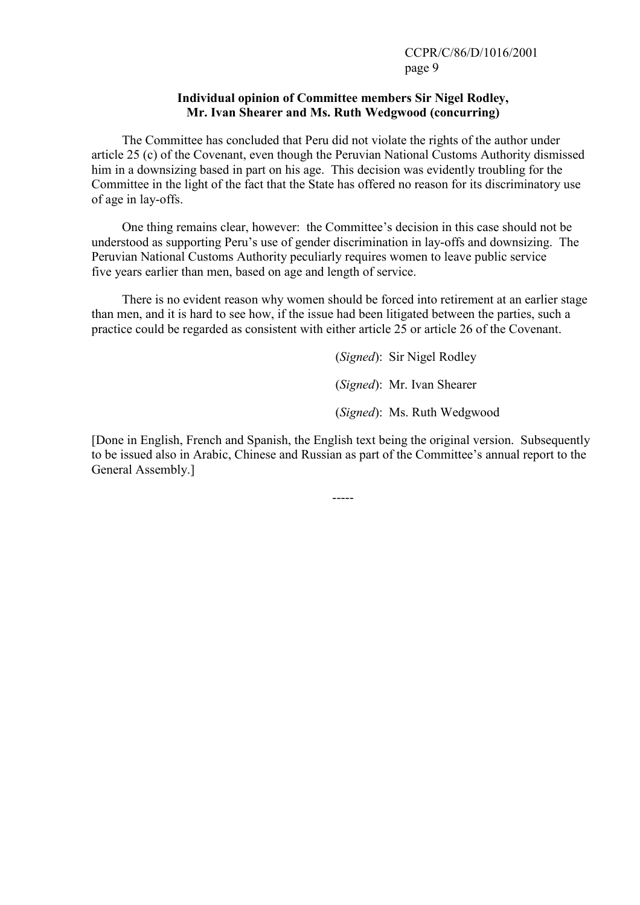**Individual opinion of Committee members Sir Nigel Rodley, Mr. Ivan Shearer and Ms. Ruth Wedgwood (concurring)**

The Committee has concluded that Peru did not violate the rights of the author under article 25 (c) of the Covenant, even though the Peruvian National Customs Authority dismissed him in a downsizing based in part on his age. This decision was evidently troubling for the Committee in the light of the fact that the State has offered no reason for its discriminatory use of age in lay-offs.

One thing remains clear, however: the Committee's decision in this case should not be understood as supporting Peru's use of gender discrimination in lay-offs and downsizing. The Peruvian National Customs Authority peculiarly requires women to leave public service five years earlier than men, based on age and length of service.

There is no evident reason why women should be forced into retirement at an earlier stage than men, and it is hard to see how, if the issue had been litigated between the parties, such a practice could be regarded as consistent with either article 25 or article 26 of the Covenant.

(*Signed*): Sir Nigel Rodley

(*Signed*): Mr. Ivan Shearer

(*Signed*): Ms. Ruth Wedgwood

[Done in English, French and Spanish, the English text being the original version. Subsequently to be issued also in Arabic, Chinese and Russian as part of the Committee's annual report to the General Assembly.]

-----